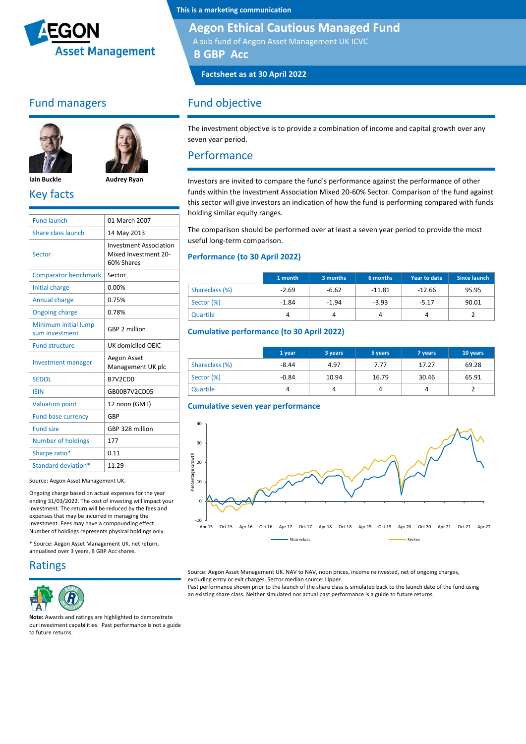This is a marketing communication

# Aegon Ethical Cautious Managed Fund

A sub fund of Aegon Asset Management UK ICVC

**B GBP Acc**

**Factsheet as at 30 April 2022**

## Fund managers

Iain Buckle | Audrey Ryan

## Key facts

| | |
|---|---|
| Fund launch | 01 March 2007 |
| Share class launch | 14 May 2013 |
| Sector | Investment Association Mixed Investment 20-60% Shares |
| Comparator benchmark | Sector |
| Initial charge | 0.00% |
| Annual charge | 0.75% |
| Ongoing charge | 0.78% |
| Minimum initial lump sum investment | GBP 2 million |
| Fund structure | UK domiciled OEIC |
| Investment manager | Aegon Asset Management UK plc |
| SEDOL | B7V2CD0 |
| ISIN | GB00B7V2CD05 |
| Valuation point | 12 noon (GMT) |
| Fund base currency | GBP |
| Fund size | GBP 328 million |
| Number of holdings | 177 |
| Sharpe ratio* | 0.11 |
| Standard deviation* | 11.29 |

Source: Aegon Asset Management UK.

Ongoing charge based on actual expenses for the year ending 31/03/2022. The cost of investing will impact your investment. The return will be reduced by the fees and expenses that may be incurred in managing the investment. Fees may have a compounding effect. Number of holdings represents physical holdings only.

* Source: Aegon Asset Management UK, net return, annualised over 3 years, B GBP Acc shares.

## Ratings

**Note:** Awards and ratings are highlighted to demonstrate our investment capabilities. Past performance is not a guide to future returns.

## Fund objective

The investment objective is to provide a combination of income and capital growth over any seven year period.

## Performance

Investors are invited to compare the fund's performance against the performance of other funds within the Investment Association Mixed 20-60% Sector. Comparison of the fund against this sector will give investors an indication of how the fund is performing compared with funds holding similar equity ranges.

The comparison should be performed over at least a seven year period to provide the most useful long-term comparison.

### Performance (to 30 April 2022)

| | 1 month | 3 months | 6 months | Year to date | Since launch |
|---|---|---|---|---|---|
| Shareclass (%) | -2.69 | -6.62 | -11.81 | -12.66 | 95.95 |
| Sector (%) | -1.84 | -1.94 | -3.93 | -5.17 | 90.01 |
| Quartile | 4 | 4 | 4 | 4 | 2 |

### Cumulative performance (to 30 April 2022)

| | 1 year | 3 years | 5 years | 7 years | 10 years |
|---|---|---|---|---|---|
| Shareclass (%) | -8.44 | 4.97 | 7.77 | 17.27 | 69.28 |
| Sector (%) | -0.84 | 10.94 | 16.79 | 30.46 | 65.91 |
| Quartile | 4 | 4 | 4 | 4 | 2 |

### Cumulative seven year performance

Source: Aegon Asset Management UK. NAV to NAV, noon prices, income reinvested, net of ongoing charges, excluding entry or exit charges. Sector median source: Lipper.
Past performance shown prior to the launch of the share class is simulated back to the launch date of the fund using an existing share class. Neither simulated nor actual past performance is a guide to future returns.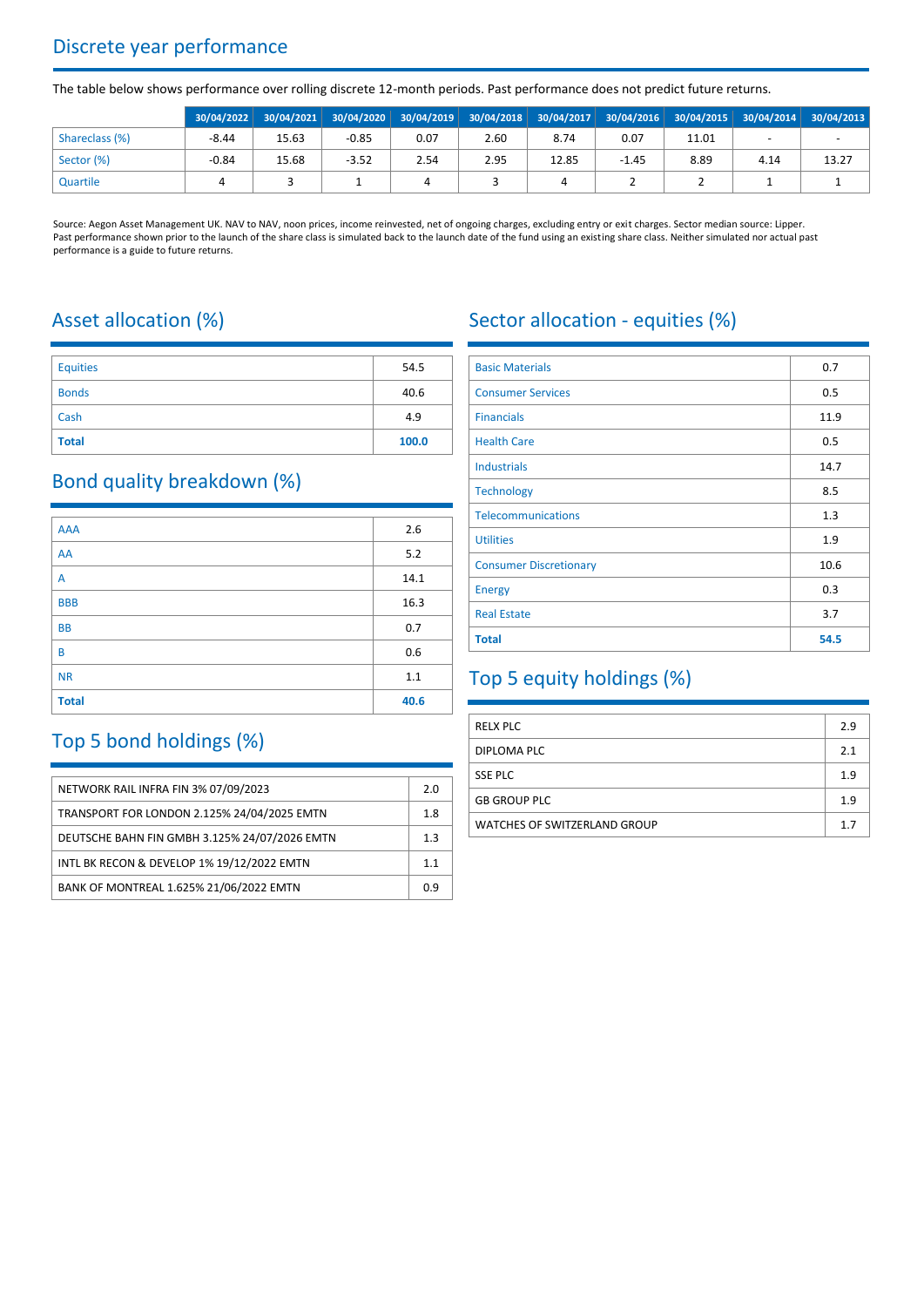## Discrete year performance

The table below shows performance over rolling discrete 12-month periods. Past performance does not predict future returns.

| | 30/04/2022 | 30/04/2021 | 30/04/2020 | 30/04/2019 | 30/04/2018 | 30/04/2017 | 30/04/2016 | 30/04/2015 | 30/04/2014 | 30/04/2013 |
|---|---|---|---|---|---|---|---|---|---|---|
| Shareclass (%) | -8.44 | 15.63 | -0.85 | 0.07 | 2.60 | 8.74 | 0.07 | 11.01 | - | - |
| Sector (%) | -0.84 | 15.68 | -3.52 | 2.54 | 2.95 | 12.85 | -1.45 | 8.89 | 4.14 | 13.27 |
| Quartile | 4 | 3 | 1 | 4 | 3 | 4 | 2 | 2 | 1 | 1 |

Source: Aegon Asset Management UK. NAV to NAV, noon prices, income reinvested, net of ongoing charges, excluding entry or exit charges. Sector median source: Lipper. Past performance shown prior to the launch of the share class is simulated back to the launch date of the fund using an existing share class. Neither simulated nor actual past performance is a guide to future returns.

## Asset allocation (%)

| | |
|---|---|
| Equities | 54.5 |
| Bonds | 40.6 |
| Cash | 4.9 |
| **Total** | **100.0** |

## Bond quality breakdown (%)

| | |
|---|---|
| AAA | 2.6 |
| AA | 5.2 |
| A | 14.1 |
| BBB | 16.3 |
| BB | 0.7 |
| B | 0.6 |
| NR | 1.1 |
| **Total** | **40.6** |

## Top 5 bond holdings (%)

| | |
|---|---|
| NETWORK RAIL INFRA FIN 3% 07/09/2023 | 2.0 |
| TRANSPORT FOR LONDON 2.125% 24/04/2025 EMTN | 1.8 |
| DEUTSCHE BAHN FIN GMBH 3.125% 24/07/2026 EMTN | 1.3 |
| INTL BK RECON & DEVELOP 1% 19/12/2022 EMTN | 1.1 |
| BANK OF MONTREAL 1.625% 21/06/2022 EMTN | 0.9 |

## Sector allocation - equities (%)

| | |
|---|---|
| Basic Materials | 0.7 |
| Consumer Services | 0.5 |
| Financials | 11.9 |
| Health Care | 0.5 |
| Industrials | 14.7 |
| Technology | 8.5 |
| Telecommunications | 1.3 |
| Utilities | 1.9 |
| Consumer Discretionary | 10.6 |
| Energy | 0.3 |
| Real Estate | 3.7 |
| **Total** | **54.5** |

## Top 5 equity holdings (%)

| | |
|---|---|
| RELX PLC | 2.9 |
| DIPLOMA PLC | 2.1 |
| SSE PLC | 1.9 |
| GB GROUP PLC | 1.9 |
| WATCHES OF SWITZERLAND GROUP | 1.7 |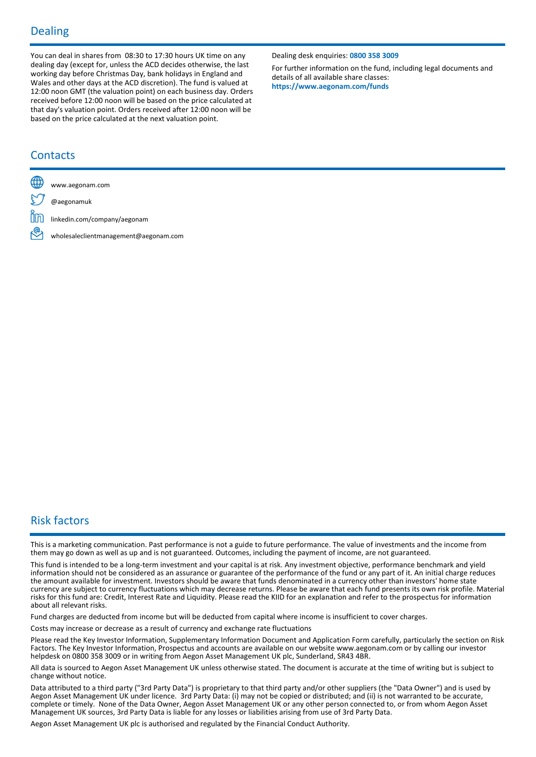## Dealing

You can deal in shares from 08:30 to 17:30 hours UK time on any dealing day (except for, unless the ACD decides otherwise, the last working day before Christmas Day, bank holidays in England and Wales and other days at the ACD discretion). The fund is valued at 12:00 noon GMT (the valuation point) on each business day. Orders received before 12:00 noon will be based on the price calculated at that day's valuation point. Orders received after 12:00 noon will be based on the price calculated at the next valuation point.

Dealing desk enquiries: **0800 358 3009**

For further information on the fund, including legal documents and details of all available share classes: **https://www.aegonam.com/funds**

## Contacts

www.aegonam.com

@aegonamuk

linkedin.com/company/aegonam

wholesaleclientmanagement@aegonam.com

## Risk factors

This is a marketing communication. Past performance is not a guide to future performance. The value of investments and the income from them may go down as well as up and is not guaranteed. Outcomes, including the payment of income, are not guaranteed.

This fund is intended to be a long-term investment and your capital is at risk. Any investment objective, performance benchmark and yield information should not be considered as an assurance or guarantee of the performance of the fund or any part of it. An initial charge reduces the amount available for investment. Investors should be aware that funds denominated in a currency other than investors' home state currency are subject to currency fluctuations which may decrease returns. Please be aware that each fund presents its own risk profile. Material risks for this fund are: Credit, Interest Rate and Liquidity. Please read the KIID for an explanation and refer to the prospectus for information about all relevant risks.

Fund charges are deducted from income but will be deducted from capital where income is insufficient to cover charges.

Costs may increase or decrease as a result of currency and exchange rate fluctuations

Please read the Key Investor Information, Supplementary Information Document and Application Form carefully, particularly the section on Risk Factors. The Key Investor Information, Prospectus and accounts are available on our website www.aegonam.com or by calling our investor helpdesk on 0800 358 3009 or in writing from Aegon Asset Management UK plc, Sunderland, SR43 4BR.

All data is sourced to Aegon Asset Management UK unless otherwise stated. The document is accurate at the time of writing but is subject to change without notice.

Data attributed to a third party ("3rd Party Data") is proprietary to that third party and/or other suppliers (the "Data Owner") and is used by Aegon Asset Management UK under licence. 3rd Party Data: (i) may not be copied or distributed; and (ii) is not warranted to be accurate, complete or timely. None of the Data Owner, Aegon Asset Management UK or any other person connected to, or from whom Aegon Asset Management UK sources, 3rd Party Data is liable for any losses or liabilities arising from use of 3rd Party Data.

Aegon Asset Management UK plc is authorised and regulated by the Financial Conduct Authority.